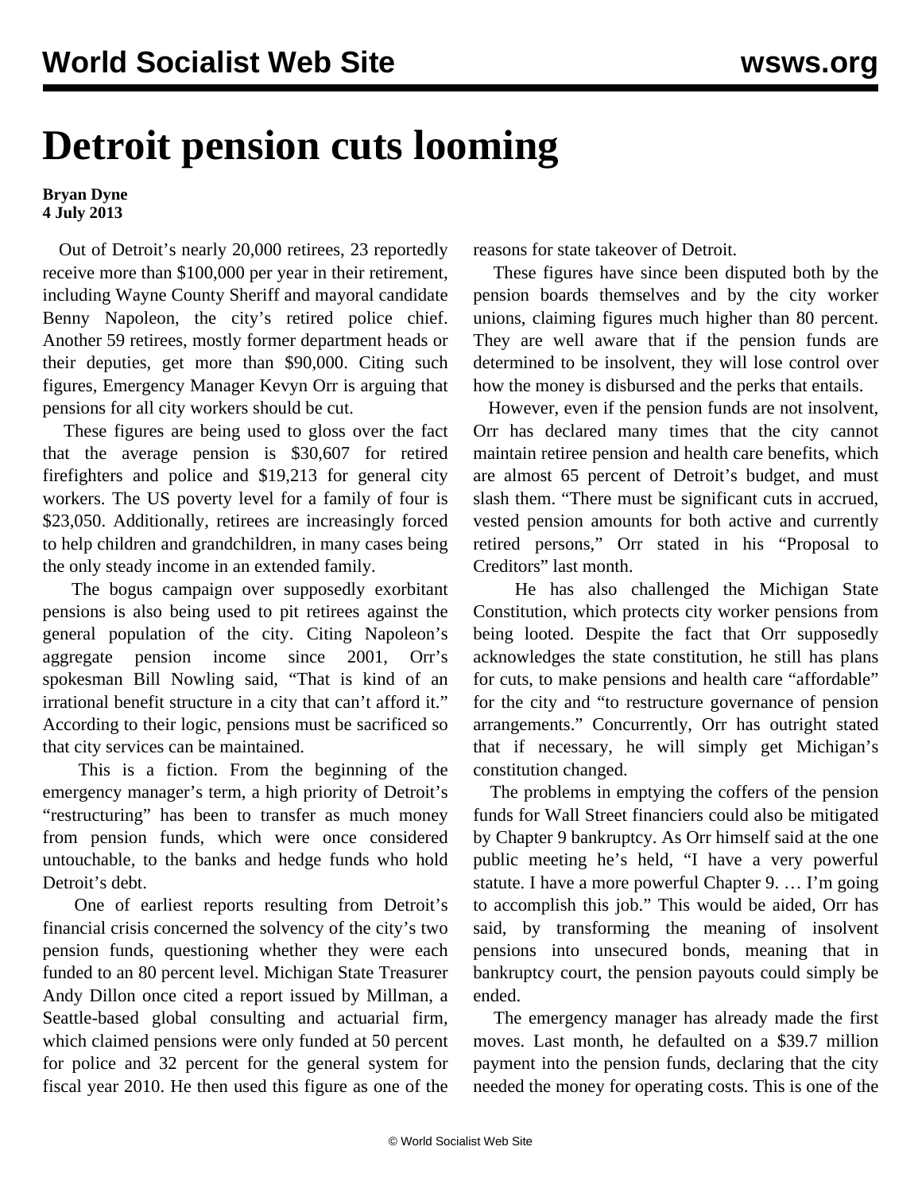# Detroit pension cuts looming

**Bryan Dyne**
**4 July 2013**

Out of Detroit's nearly 20,000 retirees, 23 reportedly receive more than $100,000 per year in their retirement, including Wayne County Sheriff and mayoral candidate Benny Napoleon, the city's retired police chief. Another 59 retirees, mostly former department heads or their deputies, get more than $90,000. Citing such figures, Emergency Manager Kevyn Orr is arguing that pensions for all city workers should be cut.

These figures are being used to gloss over the fact that the average pension is $30,607 for retired firefighters and police and $19,213 for general city workers. The US poverty level for a family of four is $23,050. Additionally, retirees are increasingly forced to help children and grandchildren, in many cases being the only steady income in an extended family.

The bogus campaign over supposedly exorbitant pensions is also being used to pit retirees against the general population of the city. Citing Napoleon's aggregate pension income since 2001, Orr's spokesman Bill Nowling said, "That is kind of an irrational benefit structure in a city that can't afford it." According to their logic, pensions must be sacrificed so that city services can be maintained.

This is a fiction. From the beginning of the emergency manager's term, a high priority of Detroit's "restructuring" has been to transfer as much money from pension funds, which were once considered untouchable, to the banks and hedge funds who hold Detroit's debt.

One of earliest reports resulting from Detroit's financial crisis concerned the solvency of the city's two pension funds, questioning whether they were each funded to an 80 percent level. Michigan State Treasurer Andy Dillon once cited a report issued by Millman, a Seattle-based global consulting and actuarial firm, which claimed pensions were only funded at 50 percent for police and 32 percent for the general system for fiscal year 2010. He then used this figure as one of the reasons for state takeover of Detroit.

These figures have since been disputed both by the pension boards themselves and by the city worker unions, claiming figures much higher than 80 percent. They are well aware that if the pension funds are determined to be insolvent, they will lose control over how the money is disbursed and the perks that entails.

However, even if the pension funds are not insolvent, Orr has declared many times that the city cannot maintain retiree pension and health care benefits, which are almost 65 percent of Detroit's budget, and must slash them. "There must be significant cuts in accrued, vested pension amounts for both active and currently retired persons," Orr stated in his "Proposal to Creditors" last month.

He has also challenged the Michigan State Constitution, which protects city worker pensions from being looted. Despite the fact that Orr supposedly acknowledges the state constitution, he still has plans for cuts, to make pensions and health care "affordable" for the city and "to restructure governance of pension arrangements." Concurrently, Orr has outright stated that if necessary, he will simply get Michigan's constitution changed.

The problems in emptying the coffers of the pension funds for Wall Street financiers could also be mitigated by Chapter 9 bankruptcy. As Orr himself said at the one public meeting he's held, "I have a very powerful statute. I have a more powerful Chapter 9. … I'm going to accomplish this job." This would be aided, Orr has said, by transforming the meaning of insolvent pensions into unsecured bonds, meaning that in bankruptcy court, the pension payouts could simply be ended.

The emergency manager has already made the first moves. Last month, he defaulted on a $39.7 million payment into the pension funds, declaring that the city needed the money for operating costs. This is one of the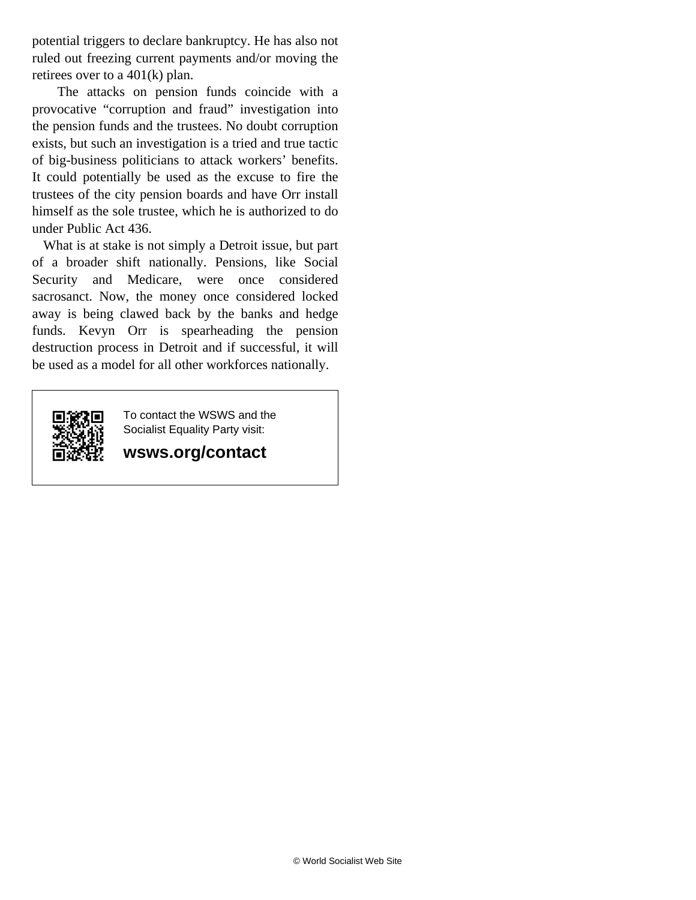potential triggers to declare bankruptcy. He has also not ruled out freezing current payments and/or moving the retirees over to a 401(k) plan.

The attacks on pension funds coincide with a provocative "corruption and fraud" investigation into the pension funds and the trustees. No doubt corruption exists, but such an investigation is a tried and true tactic of big-business politicians to attack workers' benefits. It could potentially be used as the excuse to fire the trustees of the city pension boards and have Orr install himself as the sole trustee, which he is authorized to do under Public Act 436.

What is at stake is not simply a Detroit issue, but part of a broader shift nationally. Pensions, like Social Security and Medicare, were once considered sacrosanct. Now, the money once considered locked away is being clawed back by the banks and hedge funds. Kevyn Orr is spearheading the pension destruction process in Detroit and if successful, it will be used as a model for all other workforces nationally.

To contact the WSWS and the Socialist Equality Party visit:

**wsws.org/contact**

© World Socialist Web Site